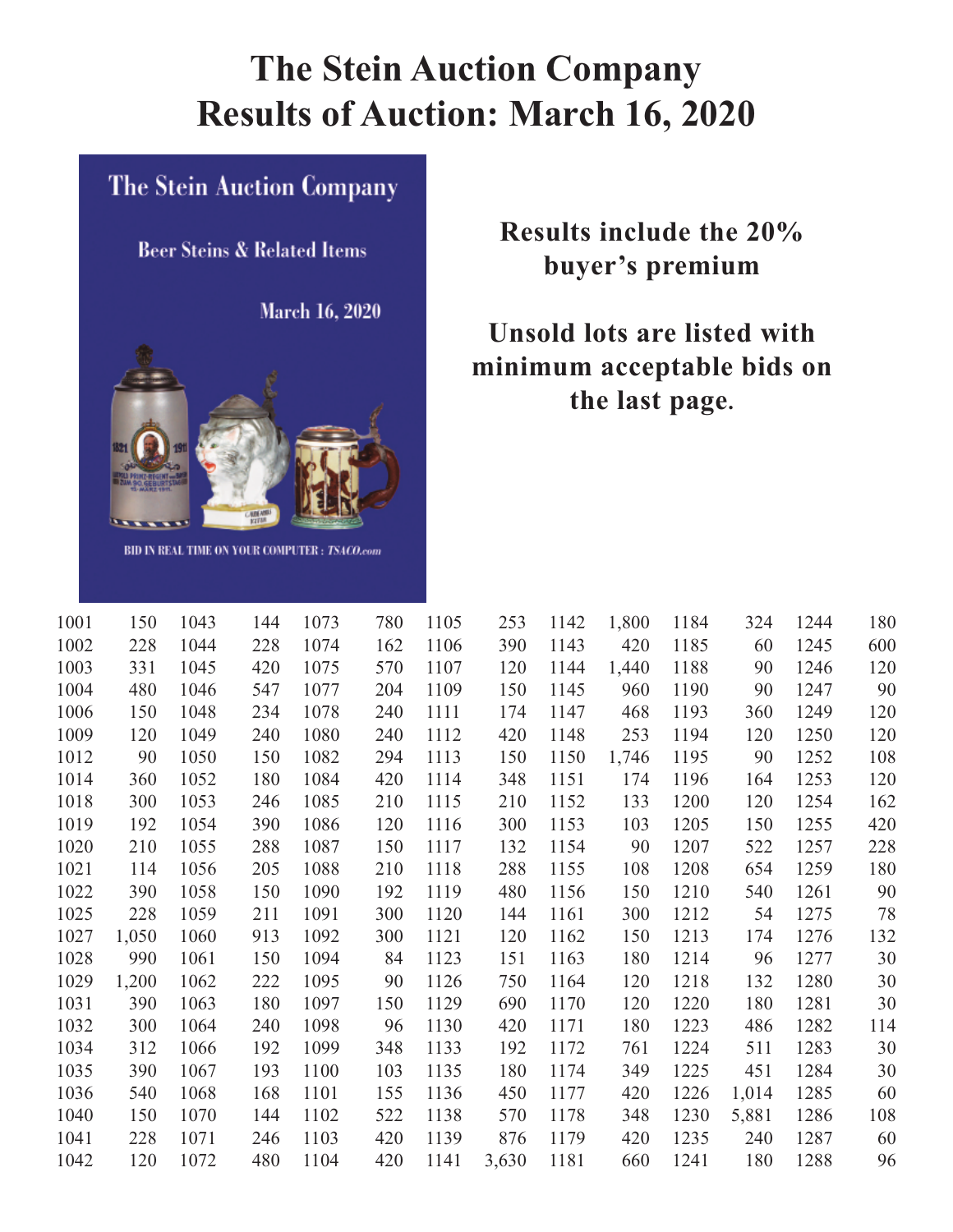# The Stein Auction Company
# Results of Auction: March 16, 2020

**Results include the 20% buyer's premium**

**Unsold lots are listed with minimum acceptable bids on the last page.**

| Lot | Price | Lot | Price | Lot | Price | Lot | Price | Lot | Price | Lot | Price | Lot | Price |
|---|---|---|---|---|---|---|---|---|---|---|---|---|---|
| 1001 | 150 | 1043 | 144 | 1073 | 780 | 1105 | 253 | 1142 | 1,800 | 1184 | 324 | 1244 | 180 |
| 1002 | 228 | 1044 | 228 | 1074 | 162 | 1106 | 390 | 1143 | 420 | 1185 | 60 | 1245 | 600 |
| 1003 | 331 | 1045 | 420 | 1075 | 570 | 1107 | 120 | 1144 | 1,440 | 1188 | 90 | 1246 | 120 |
| 1004 | 480 | 1046 | 547 | 1077 | 204 | 1109 | 150 | 1145 | 960 | 1190 | 90 | 1247 | 90 |
| 1006 | 150 | 1048 | 234 | 1078 | 240 | 1111 | 174 | 1147 | 468 | 1193 | 360 | 1249 | 120 |
| 1009 | 120 | 1049 | 240 | 1080 | 240 | 1112 | 420 | 1148 | 253 | 1194 | 120 | 1250 | 120 |
| 1012 | 90 | 1050 | 150 | 1082 | 294 | 1113 | 150 | 1150 | 1,746 | 1195 | 90 | 1252 | 108 |
| 1014 | 360 | 1052 | 180 | 1084 | 420 | 1114 | 348 | 1151 | 174 | 1196 | 164 | 1253 | 120 |
| 1018 | 300 | 1053 | 246 | 1085 | 210 | 1115 | 210 | 1152 | 133 | 1200 | 120 | 1254 | 162 |
| 1019 | 192 | 1054 | 390 | 1086 | 120 | 1116 | 300 | 1153 | 103 | 1205 | 150 | 1255 | 420 |
| 1020 | 210 | 1055 | 288 | 1087 | 150 | 1117 | 132 | 1154 | 90 | 1207 | 522 | 1257 | 228 |
| 1021 | 114 | 1056 | 205 | 1088 | 210 | 1118 | 288 | 1155 | 108 | 1208 | 654 | 1259 | 180 |
| 1022 | 390 | 1058 | 150 | 1090 | 192 | 1119 | 480 | 1156 | 150 | 1210 | 540 | 1261 | 90 |
| 1025 | 228 | 1059 | 211 | 1091 | 300 | 1120 | 144 | 1161 | 300 | 1212 | 54 | 1275 | 78 |
| 1027 | 1,050 | 1060 | 913 | 1092 | 300 | 1121 | 120 | 1162 | 150 | 1213 | 174 | 1276 | 132 |
| 1028 | 990 | 1061 | 150 | 1094 | 84 | 1123 | 151 | 1163 | 180 | 1214 | 96 | 1277 | 30 |
| 1029 | 1,200 | 1062 | 222 | 1095 | 90 | 1126 | 750 | 1164 | 120 | 1218 | 132 | 1280 | 30 |
| 1031 | 390 | 1063 | 180 | 1097 | 150 | 1129 | 690 | 1170 | 120 | 1220 | 180 | 1281 | 30 |
| 1032 | 300 | 1064 | 240 | 1098 | 96 | 1130 | 420 | 1171 | 180 | 1223 | 486 | 1282 | 114 |
| 1034 | 312 | 1066 | 192 | 1099 | 348 | 1133 | 192 | 1172 | 761 | 1224 | 511 | 1283 | 30 |
| 1035 | 390 | 1067 | 193 | 1100 | 103 | 1135 | 180 | 1174 | 349 | 1225 | 451 | 1284 | 30 |
| 1036 | 540 | 1068 | 168 | 1101 | 155 | 1136 | 450 | 1177 | 420 | 1226 | 1,014 | 1285 | 60 |
| 1040 | 150 | 1070 | 144 | 1102 | 522 | 1138 | 570 | 1178 | 348 | 1230 | 5,881 | 1286 | 108 |
| 1041 | 228 | 1071 | 246 | 1103 | 420 | 1139 | 876 | 1179 | 420 | 1235 | 240 | 1287 | 60 |
| 1042 | 120 | 1072 | 480 | 1104 | 420 | 1141 | 3,630 | 1181 | 660 | 1241 | 180 | 1288 | 96 |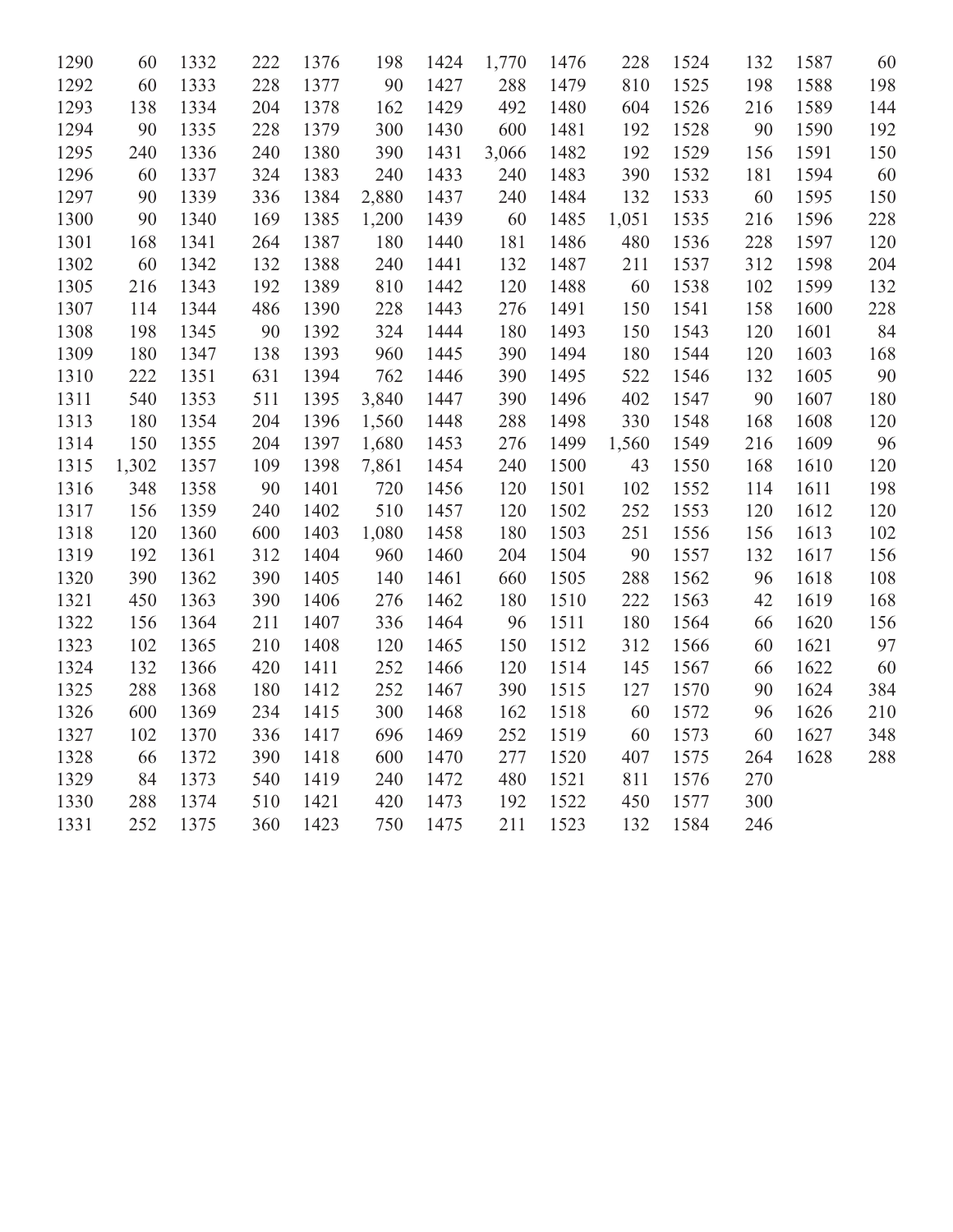| | | | | | | | | | | | | | |
|---|---|---|---|---|---|---|---|---|---|---|---|---|---|
| 1290 | 60 | 1332 | 222 | 1376 | 198 | 1424 | 1,770 | 1476 | 228 | 1524 | 132 | 1587 | 60 |
| 1292 | 60 | 1333 | 228 | 1377 | 90 | 1427 | 288 | 1479 | 810 | 1525 | 198 | 1588 | 198 |
| 1293 | 138 | 1334 | 204 | 1378 | 162 | 1429 | 492 | 1480 | 604 | 1526 | 216 | 1589 | 144 |
| 1294 | 90 | 1335 | 228 | 1379 | 300 | 1430 | 600 | 1481 | 192 | 1528 | 90 | 1590 | 192 |
| 1295 | 240 | 1336 | 240 | 1380 | 390 | 1431 | 3,066 | 1482 | 192 | 1529 | 156 | 1591 | 150 |
| 1296 | 60 | 1337 | 324 | 1383 | 240 | 1433 | 240 | 1483 | 390 | 1532 | 181 | 1594 | 60 |
| 1297 | 90 | 1339 | 336 | 1384 | 2,880 | 1437 | 240 | 1484 | 132 | 1533 | 60 | 1595 | 150 |
| 1300 | 90 | 1340 | 169 | 1385 | 1,200 | 1439 | 60 | 1485 | 1,051 | 1535 | 216 | 1596 | 228 |
| 1301 | 168 | 1341 | 264 | 1387 | 180 | 1440 | 181 | 1486 | 480 | 1536 | 228 | 1597 | 120 |
| 1302 | 60 | 1342 | 132 | 1388 | 240 | 1441 | 132 | 1487 | 211 | 1537 | 312 | 1598 | 204 |
| 1305 | 216 | 1343 | 192 | 1389 | 810 | 1442 | 120 | 1488 | 60 | 1538 | 102 | 1599 | 132 |
| 1307 | 114 | 1344 | 486 | 1390 | 228 | 1443 | 276 | 1491 | 150 | 1541 | 158 | 1600 | 228 |
| 1308 | 198 | 1345 | 90 | 1392 | 324 | 1444 | 180 | 1493 | 150 | 1543 | 120 | 1601 | 84 |
| 1309 | 180 | 1347 | 138 | 1393 | 960 | 1445 | 390 | 1494 | 180 | 1544 | 120 | 1603 | 168 |
| 1310 | 222 | 1351 | 631 | 1394 | 762 | 1446 | 390 | 1495 | 522 | 1546 | 132 | 1605 | 90 |
| 1311 | 540 | 1353 | 511 | 1395 | 3,840 | 1447 | 390 | 1496 | 402 | 1547 | 90 | 1607 | 180 |
| 1313 | 180 | 1354 | 204 | 1396 | 1,560 | 1448 | 288 | 1498 | 330 | 1548 | 168 | 1608 | 120 |
| 1314 | 150 | 1355 | 204 | 1397 | 1,680 | 1453 | 276 | 1499 | 1,560 | 1549 | 216 | 1609 | 96 |
| 1315 | 1,302 | 1357 | 109 | 1398 | 7,861 | 1454 | 240 | 1500 | 43 | 1550 | 168 | 1610 | 120 |
| 1316 | 348 | 1358 | 90 | 1401 | 720 | 1456 | 120 | 1501 | 102 | 1552 | 114 | 1611 | 198 |
| 1317 | 156 | 1359 | 240 | 1402 | 510 | 1457 | 120 | 1502 | 252 | 1553 | 120 | 1612 | 120 |
| 1318 | 120 | 1360 | 600 | 1403 | 1,080 | 1458 | 180 | 1503 | 251 | 1556 | 156 | 1613 | 102 |
| 1319 | 192 | 1361 | 312 | 1404 | 960 | 1460 | 204 | 1504 | 90 | 1557 | 132 | 1617 | 156 |
| 1320 | 390 | 1362 | 390 | 1405 | 140 | 1461 | 660 | 1505 | 288 | 1562 | 96 | 1618 | 108 |
| 1321 | 450 | 1363 | 390 | 1406 | 276 | 1462 | 180 | 1510 | 222 | 1563 | 42 | 1619 | 168 |
| 1322 | 156 | 1364 | 211 | 1407 | 336 | 1464 | 96 | 1511 | 180 | 1564 | 66 | 1620 | 156 |
| 1323 | 102 | 1365 | 210 | 1408 | 120 | 1465 | 150 | 1512 | 312 | 1566 | 60 | 1621 | 97 |
| 1324 | 132 | 1366 | 420 | 1411 | 252 | 1466 | 120 | 1514 | 145 | 1567 | 66 | 1622 | 60 |
| 1325 | 288 | 1368 | 180 | 1412 | 252 | 1467 | 390 | 1515 | 127 | 1570 | 90 | 1624 | 384 |
| 1326 | 600 | 1369 | 234 | 1415 | 300 | 1468 | 162 | 1518 | 60 | 1572 | 96 | 1626 | 210 |
| 1327 | 102 | 1370 | 336 | 1417 | 696 | 1469 | 252 | 1519 | 60 | 1573 | 60 | 1627 | 348 |
| 1328 | 66 | 1372 | 390 | 1418 | 600 | 1470 | 277 | 1520 | 407 | 1575 | 264 | 1628 | 288 |
| 1329 | 84 | 1373 | 540 | 1419 | 240 | 1472 | 480 | 1521 | 811 | 1576 | 270 | | |
| 1330 | 288 | 1374 | 510 | 1421 | 420 | 1473 | 192 | 1522 | 450 | 1577 | 300 | | |
| 1331 | 252 | 1375 | 360 | 1423 | 750 | 1475 | 211 | 1523 | 132 | 1584 | 246 | | |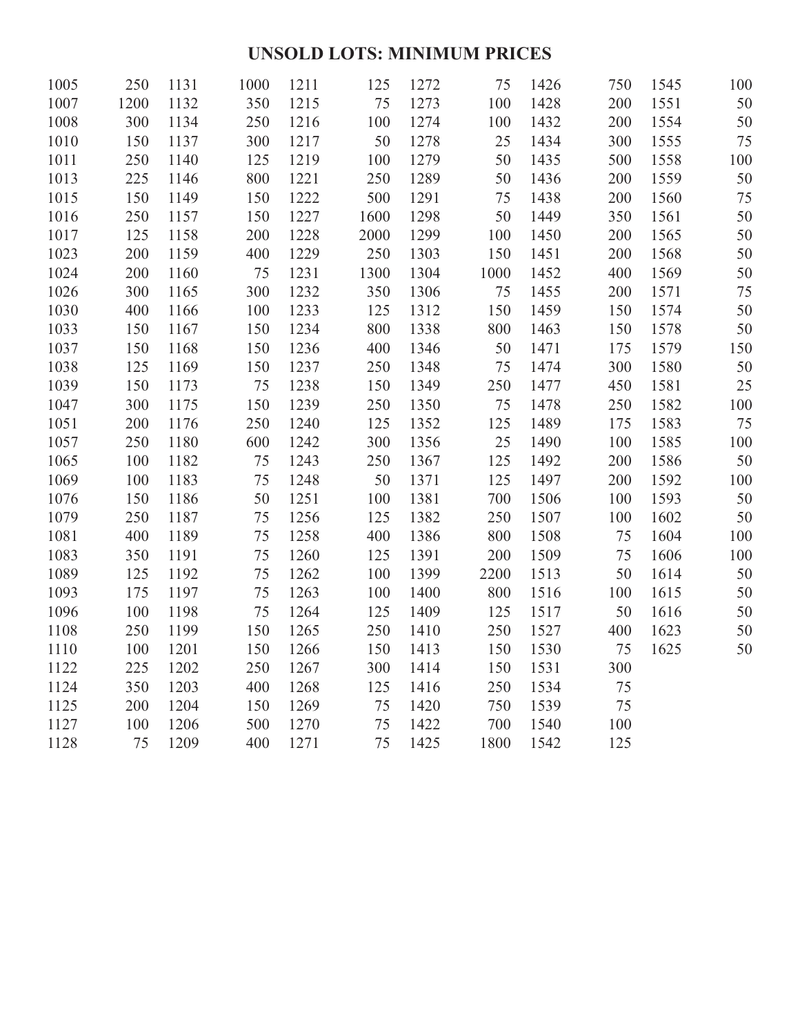# UNSOLD LOTS: MINIMUM PRICES

| | | | | | | | | | | | |
|---|---|---|---|---|---|---|---|---|---|---|---|
| 1005 | 250 | 1131 | 1000 | 1211 | 125 | 1272 | 75 | 1426 | 750 | 1545 | 100 |
| 1007 | 1200 | 1132 | 350 | 1215 | 75 | 1273 | 100 | 1428 | 200 | 1551 | 50 |
| 1008 | 300 | 1134 | 250 | 1216 | 100 | 1274 | 100 | 1432 | 200 | 1554 | 50 |
| 1010 | 150 | 1137 | 300 | 1217 | 50 | 1278 | 25 | 1434 | 300 | 1555 | 75 |
| 1011 | 250 | 1140 | 125 | 1219 | 100 | 1279 | 50 | 1435 | 500 | 1558 | 100 |
| 1013 | 225 | 1146 | 800 | 1221 | 250 | 1289 | 50 | 1436 | 200 | 1559 | 50 |
| 1015 | 150 | 1149 | 150 | 1222 | 500 | 1291 | 75 | 1438 | 200 | 1560 | 75 |
| 1016 | 250 | 1157 | 150 | 1227 | 1600 | 1298 | 50 | 1449 | 350 | 1561 | 50 |
| 1017 | 125 | 1158 | 200 | 1228 | 2000 | 1299 | 100 | 1450 | 200 | 1565 | 50 |
| 1023 | 200 | 1159 | 400 | 1229 | 250 | 1303 | 150 | 1451 | 200 | 1568 | 50 |
| 1024 | 200 | 1160 | 75 | 1231 | 1300 | 1304 | 1000 | 1452 | 400 | 1569 | 50 |
| 1026 | 300 | 1165 | 300 | 1232 | 350 | 1306 | 75 | 1455 | 200 | 1571 | 75 |
| 1030 | 400 | 1166 | 100 | 1233 | 125 | 1312 | 150 | 1459 | 150 | 1574 | 50 |
| 1033 | 150 | 1167 | 150 | 1234 | 800 | 1338 | 800 | 1463 | 150 | 1578 | 50 |
| 1037 | 150 | 1168 | 150 | 1236 | 400 | 1346 | 50 | 1471 | 175 | 1579 | 150 |
| 1038 | 125 | 1169 | 150 | 1237 | 250 | 1348 | 75 | 1474 | 300 | 1580 | 50 |
| 1039 | 150 | 1173 | 75 | 1238 | 150 | 1349 | 250 | 1477 | 450 | 1581 | 25 |
| 1047 | 300 | 1175 | 150 | 1239 | 250 | 1350 | 75 | 1478 | 250 | 1582 | 100 |
| 1051 | 200 | 1176 | 250 | 1240 | 125 | 1352 | 125 | 1489 | 175 | 1583 | 75 |
| 1057 | 250 | 1180 | 600 | 1242 | 300 | 1356 | 25 | 1490 | 100 | 1585 | 100 |
| 1065 | 100 | 1182 | 75 | 1243 | 250 | 1367 | 125 | 1492 | 200 | 1586 | 50 |
| 1069 | 100 | 1183 | 75 | 1248 | 50 | 1371 | 125 | 1497 | 200 | 1592 | 100 |
| 1076 | 150 | 1186 | 50 | 1251 | 100 | 1381 | 700 | 1506 | 100 | 1593 | 50 |
| 1079 | 250 | 1187 | 75 | 1256 | 125 | 1382 | 250 | 1507 | 100 | 1602 | 50 |
| 1081 | 400 | 1189 | 75 | 1258 | 400 | 1386 | 800 | 1508 | 75 | 1604 | 100 |
| 1083 | 350 | 1191 | 75 | 1260 | 125 | 1391 | 200 | 1509 | 75 | 1606 | 100 |
| 1089 | 125 | 1192 | 75 | 1262 | 100 | 1399 | 2200 | 1513 | 50 | 1614 | 50 |
| 1093 | 175 | 1197 | 75 | 1263 | 100 | 1400 | 800 | 1516 | 100 | 1615 | 50 |
| 1096 | 100 | 1198 | 75 | 1264 | 125 | 1409 | 125 | 1517 | 50 | 1616 | 50 |
| 1108 | 250 | 1199 | 150 | 1265 | 250 | 1410 | 250 | 1527 | 400 | 1623 | 50 |
| 1110 | 100 | 1201 | 150 | 1266 | 150 | 1413 | 150 | 1530 | 75 | 1625 | 50 |
| 1122 | 225 | 1202 | 250 | 1267 | 300 | 1414 | 150 | 1531 | 300 | | |
| 1124 | 350 | 1203 | 400 | 1268 | 125 | 1416 | 250 | 1534 | 75 | | |
| 1125 | 200 | 1204 | 150 | 1269 | 75 | 1420 | 750 | 1539 | 75 | | |
| 1127 | 100 | 1206 | 500 | 1270 | 75 | 1422 | 700 | 1540 | 100 | | |
| 1128 | 75 | 1209 | 400 | 1271 | 75 | 1425 | 1800 | 1542 | 125 | | |